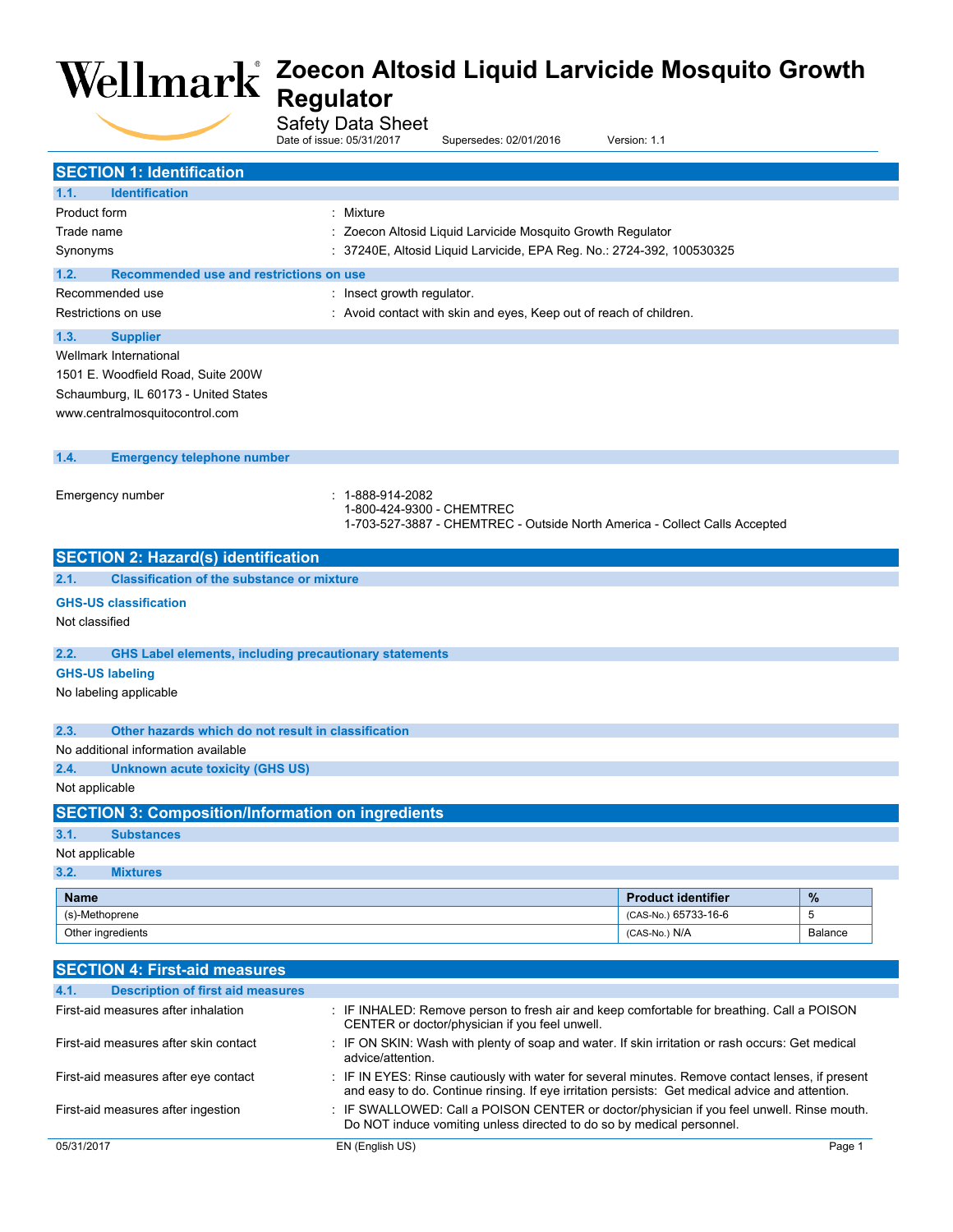# Zoecon Altosid Liquid Larvicide Mosquito Growth Regulator

Safety Data Sheet

Date of issue: 05/31/2017 Supersedes: 02/01/2016 Version: 1.1

## SECTION 1: Identification

### 1.1. Identification

Product form : Mixture

Trade name : Zoecon Altosid Liquid Larvicide Mosquito Growth Regulator

Synonyms : 37240E, Altosid Liquid Larvicide, EPA Reg. No.: 2724-392, 100530325

### 1.2. Recommended use and restrictions on use

Recommended use : Insect growth regulator.

Restrictions on use : Avoid contact with skin and eyes, Keep out of reach of children.

### 1.3. Supplier

Wellmark International
1501 E. Woodfield Road, Suite 200W
Schaumburg, IL 60173 - United States
www.centralmosquitocontrol.com

### 1.4. Emergency telephone number

Emergency number : 1-888-914-2082
1-800-424-9300 - CHEMTREC
1-703-527-3887 - CHEMTREC - Outside North America - Collect Calls Accepted

## SECTION 2: Hazard(s) identification

### 2.1. Classification of the substance or mixture

**GHS-US classification**

Not classified

### 2.2. GHS Label elements, including precautionary statements

**GHS-US labeling**

No labeling applicable

### 2.3. Other hazards which do not result in classification

No additional information available

### 2.4. Unknown acute toxicity (GHS US)

Not applicable

## SECTION 3: Composition/Information on ingredients

### 3.1. Substances

Not applicable

### 3.2. Mixtures

| Name | Product identifier | % |
|---|---|---|
| (s)-Methoprene | (CAS-No.) 65733-16-6 | 5 |
| Other ingredients | (CAS-No.) N/A | Balance |

## SECTION 4: First-aid measures

### 4.1. Description of first aid measures

First-aid measures after inhalation : IF INHALED: Remove person to fresh air and keep comfortable for breathing. Call a POISON CENTER or doctor/physician if you feel unwell.

First-aid measures after skin contact : IF ON SKIN: Wash with plenty of soap and water. If skin irritation or rash occurs: Get medical advice/attention.

First-aid measures after eye contact : IF IN EYES: Rinse cautiously with water for several minutes. Remove contact lenses, if present and easy to do. Continue rinsing. If eye irritation persists: Get medical advice and attention.

First-aid measures after ingestion : IF SWALLOWED: Call a POISON CENTER or doctor/physician if you feel unwell. Rinse mouth. Do NOT induce vomiting unless directed to do so by medical personnel.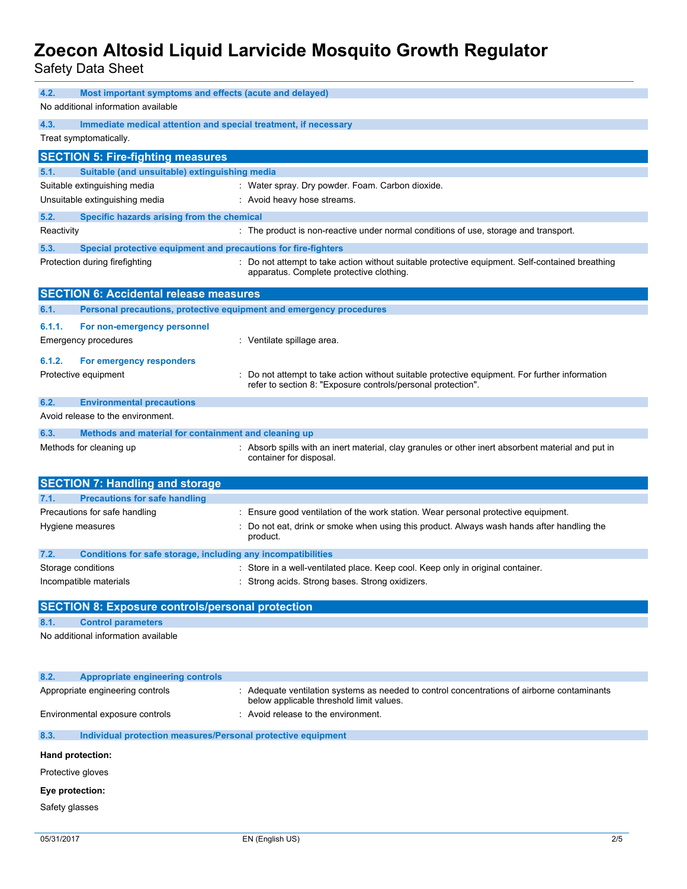### 4.2. Most important symptoms and effects (acute and delayed)

No additional information available

### 4.3. Immediate medical attention and special treatment, if necessary

Treat symptomatically.

## SECTION 5: Fire-fighting measures

### 5.1. Suitable (and unsuitable) extinguishing media

Suitable extinguishing media : Water spray. Dry powder. Foam. Carbon dioxide.

Unsuitable extinguishing media : Avoid heavy hose streams.

### 5.2. Specific hazards arising from the chemical

Reactivity : The product is non-reactive under normal conditions of use, storage and transport.

### 5.3. Special protective equipment and precautions for fire-fighters

Protection during firefighting : Do not attempt to take action without suitable protective equipment. Self-contained breathing apparatus. Complete protective clothing.

## SECTION 6: Accidental release measures

### 6.1. Personal precautions, protective equipment and emergency procedures

#### 6.1.1. For non-emergency personnel

Emergency procedures : Ventilate spillage area.

#### 6.1.2. For emergency responders

Protective equipment : Do not attempt to take action without suitable protective equipment. For further information refer to section 8: "Exposure controls/personal protection".

### 6.2. Environmental precautions

Avoid release to the environment.

### 6.3. Methods and material for containment and cleaning up

Methods for cleaning up : Absorb spills with an inert material, clay granules or other inert absorbent material and put in container for disposal.

## SECTION 7: Handling and storage

### 7.1. Precautions for safe handling

Precautions for safe handling : Ensure good ventilation of the work station. Wear personal protective equipment.

Hygiene measures : Do not eat, drink or smoke when using this product. Always wash hands after handling the product.

### 7.2. Conditions for safe storage, including any incompatibilities

Storage conditions : Store in a well-ventilated place. Keep cool. Keep only in original container.

Incompatible materials : Strong acids. Strong bases. Strong oxidizers.

## SECTION 8: Exposure controls/personal protection

### 8.1. Control parameters

No additional information available

### 8.2. Appropriate engineering controls

Appropriate engineering controls : Adequate ventilation systems as needed to control concentrations of airborne contaminants below applicable threshold limit values.

Environmental exposure controls : Avoid release to the environment.

### 8.3. Individual protection measures/Personal protective equipment

**Hand protection:**

Protective gloves

**Eye protection:**

Safety glasses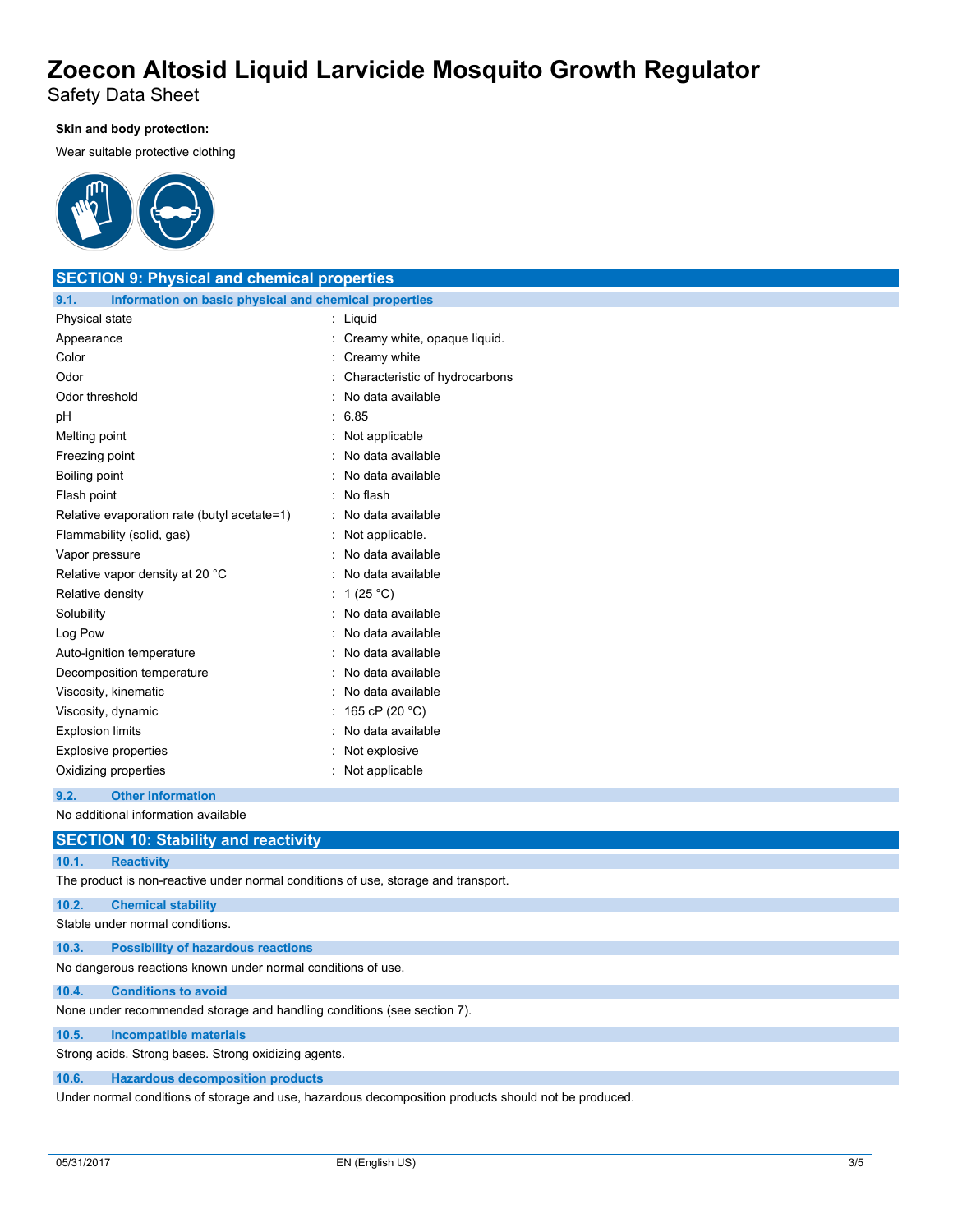**Skin and body protection:**

Wear suitable protective clothing

## SECTION 9: Physical and chemical properties

### 9.1. Information on basic physical and chemical properties

| Property | Value |
|---|---|
| Physical state | Liquid |
| Appearance | Creamy white, opaque liquid. |
| Color | Creamy white |
| Odor | Characteristic of hydrocarbons |
| Odor threshold | No data available |
| pH | 6.85 |
| Melting point | Not applicable |
| Freezing point | No data available |
| Boiling point | No data available |
| Flash point | No flash |
| Relative evaporation rate (butyl acetate=1) | No data available |
| Flammability (solid, gas) | Not applicable. |
| Vapor pressure | No data available |
| Relative vapor density at 20 °C | No data available |
| Relative density | 1 (25 °C) |
| Solubility | No data available |
| Log Pow | No data available |
| Auto-ignition temperature | No data available |
| Decomposition temperature | No data available |
| Viscosity, kinematic | No data available |
| Viscosity, dynamic | 165 cP (20 °C) |
| Explosion limits | No data available |
| Explosive properties | Not explosive |
| Oxidizing properties | Not applicable |

### 9.2. Other information

No additional information available

## SECTION 10: Stability and reactivity

### 10.1. Reactivity

The product is non-reactive under normal conditions of use, storage and transport.

### 10.2. Chemical stability

Stable under normal conditions.

### 10.3. Possibility of hazardous reactions

No dangerous reactions known under normal conditions of use.

### 10.4. Conditions to avoid

None under recommended storage and handling conditions (see section 7).

### 10.5. Incompatible materials

Strong acids. Strong bases. Strong oxidizing agents.

### 10.6. Hazardous decomposition products

Under normal conditions of storage and use, hazardous decomposition products should not be produced.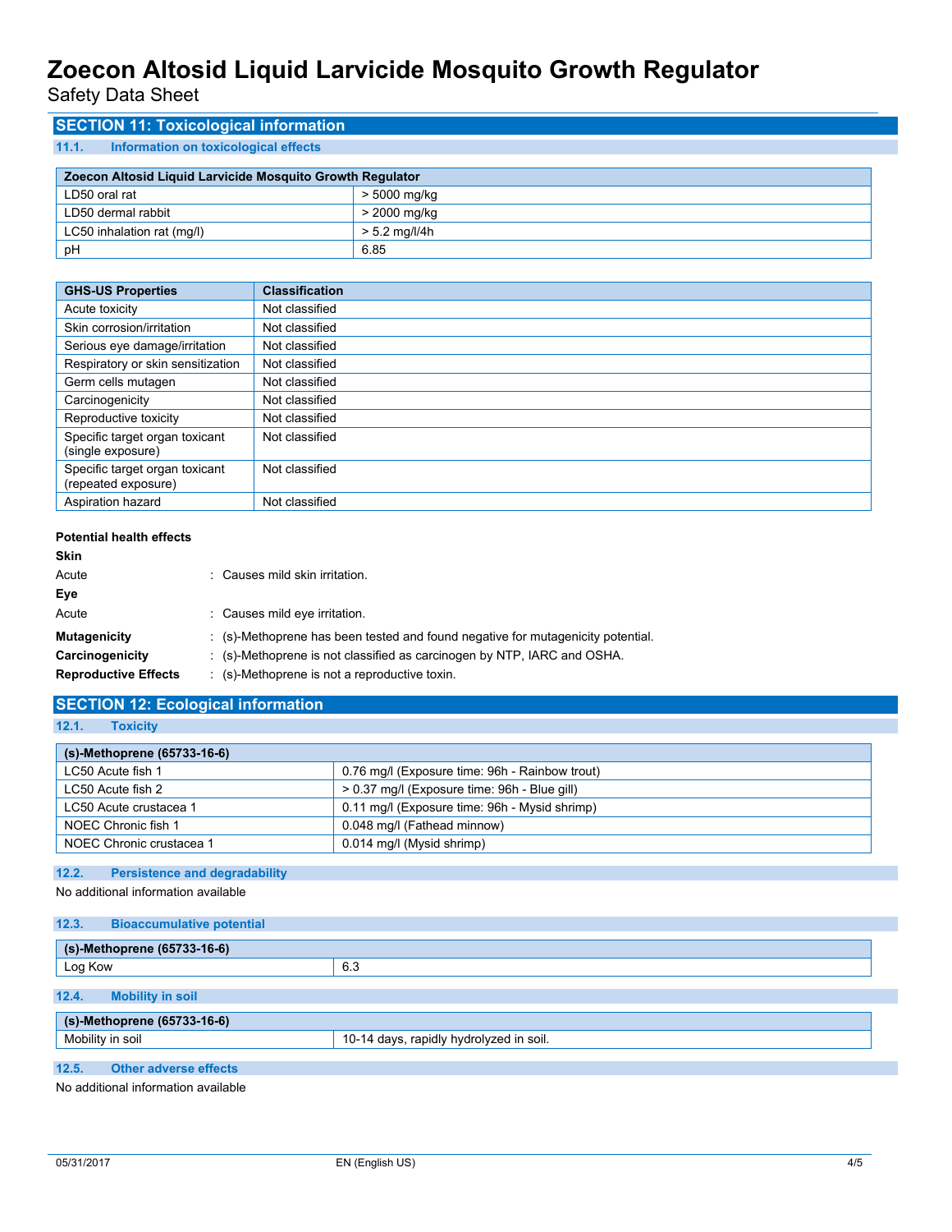## SECTION 11: Toxicological information

### 11.1. Information on toxicological effects

| Zoecon Altosid Liquid Larvicide Mosquito Growth Regulator | |
|---|---|
| LD50 oral rat | > 5000 mg/kg |
| LD50 dermal rabbit | > 2000 mg/kg |
| LC50 inhalation rat (mg/l) | > 5.2 mg/l/4h |
| pH | 6.85 |

| GHS-US Properties | Classification |
|---|---|
| Acute toxicity | Not classified |
| Skin corrosion/irritation | Not classified |
| Serious eye damage/irritation | Not classified |
| Respiratory or skin sensitization | Not classified |
| Germ cells mutagen | Not classified |
| Carcinogenicity | Not classified |
| Reproductive toxicity | Not classified |
| Specific target organ toxicant (single exposure) | Not classified |
| Specific target organ toxicant (repeated exposure) | Not classified |
| Aspiration hazard | Not classified |

**Potential health effects**

**Skin**

Acute : Causes mild skin irritation.

**Eye**

Acute : Causes mild eye irritation.

**Mutagenicity** : (s)-Methoprene has been tested and found negative for mutagenicity potential.

**Carcinogenicity** : (s)-Methoprene is not classified as carcinogen by NTP, IARC and OSHA.

**Reproductive Effects** : (s)-Methoprene is not a reproductive toxin.

## SECTION 12: Ecological information

### 12.1. Toxicity

| (s)-Methoprene (65733-16-6) | |
|---|---|
| LC50 Acute fish 1 | 0.76 mg/l (Exposure time: 96h - Rainbow trout) |
| LC50 Acute fish 2 | > 0.37 mg/l (Exposure time: 96h - Blue gill) |
| LC50 Acute crustacea 1 | 0.11 mg/l (Exposure time: 96h - Mysid shrimp) |
| NOEC Chronic fish 1 | 0.048 mg/l (Fathead minnow) |
| NOEC Chronic crustacea 1 | 0.014 mg/l (Mysid shrimp) |

### 12.2. Persistence and degradability

No additional information available

### 12.3. Bioaccumulative potential

| (s)-Methoprene (65733-16-6) | |
|---|---|
| Log Kow | 6.3 |

### 12.4. Mobility in soil

| (s)-Methoprene (65733-16-6) | |
|---|---|
| Mobility in soil | 10-14 days, rapidly hydrolyzed in soil. |

### 12.5. Other adverse effects

No additional information available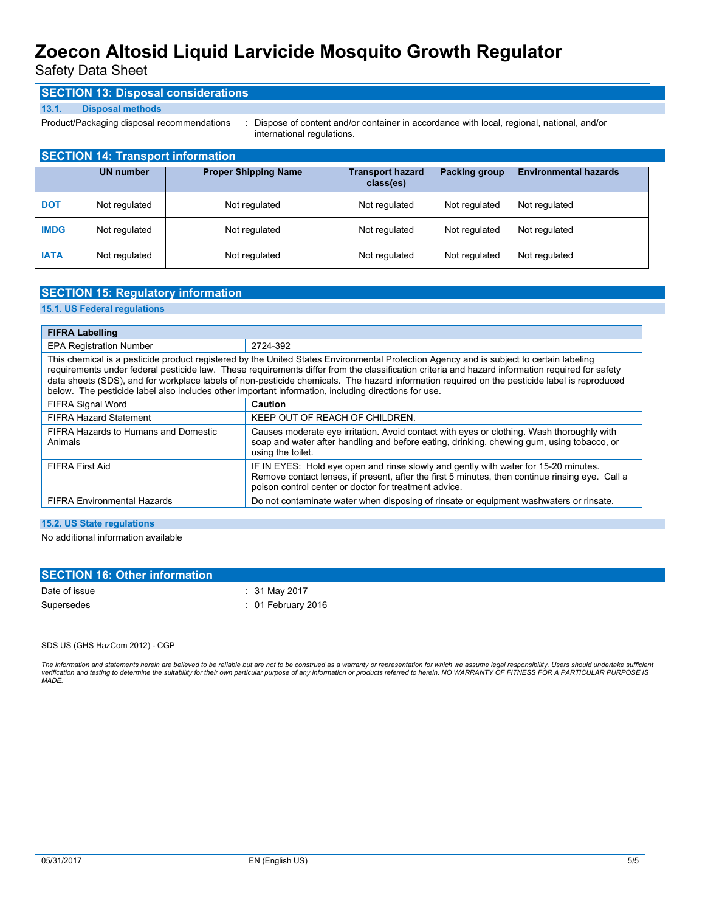## SECTION 13: Disposal considerations

### 13.1. Disposal methods

Product/Packaging disposal recommendations : Dispose of content and/or container in accordance with local, regional, national, and/or international regulations.

## SECTION 14: Transport information

| | UN number | Proper Shipping Name | Transport hazard class(es) | Packing group | Environmental hazards |
|---|---|---|---|---|---|
| DOT | Not regulated | Not regulated | Not regulated | Not regulated | Not regulated |
| IMDG | Not regulated | Not regulated | Not regulated | Not regulated | Not regulated |
| IATA | Not regulated | Not regulated | Not regulated | Not regulated | Not regulated |

## SECTION 15: Regulatory information

### 15.1. US Federal regulations

| FIFRA Labelling | |
|---|---|
| EPA Registration Number | 2724-392 |
| This chemical is a pesticide product registered by the United States Environmental Protection Agency and is subject to certain labeling requirements under federal pesticide law. These requirements differ from the classification criteria and hazard information required for safety data sheets (SDS), and for workplace labels of non-pesticide chemicals. The hazard information required on the pesticide label is reproduced below. The pesticide label also includes other important information, including directions for use. | |
| FIFRA Signal Word | **Caution** |
| FIFRA Hazard Statement | KEEP OUT OF REACH OF CHILDREN. |
| FIFRA Hazards to Humans and Domestic Animals | Causes moderate eye irritation. Avoid contact with eyes or clothing. Wash thoroughly with soap and water after handling and before eating, drinking, chewing gum, using tobacco, or using the toilet. |
| FIFRA First Aid | IF IN EYES: Hold eye open and rinse slowly and gently with water for 15-20 minutes. Remove contact lenses, if present, after the first 5 minutes, then continue rinsing eye. Call a poison control center or doctor for treatment advice. |
| FIFRA Environmental Hazards | Do not contaminate water when disposing of rinsate or equipment washwaters or rinsate. |

### 15.2. US State regulations

No additional information available

## SECTION 16: Other information

Date of issue : 31 May 2017

Supersedes : 01 February 2016

SDS US (GHS HazCom 2012) - CGP

*The information and statements herein are believed to be reliable but are not to be construed as a warranty or representation for which we assume legal responsibility. Users should undertake sufficient verification and testing to determine the suitability for their own particular purpose of any information or products referred to herein. NO WARRANTY OF FITNESS FOR A PARTICULAR PURPOSE IS MADE.*